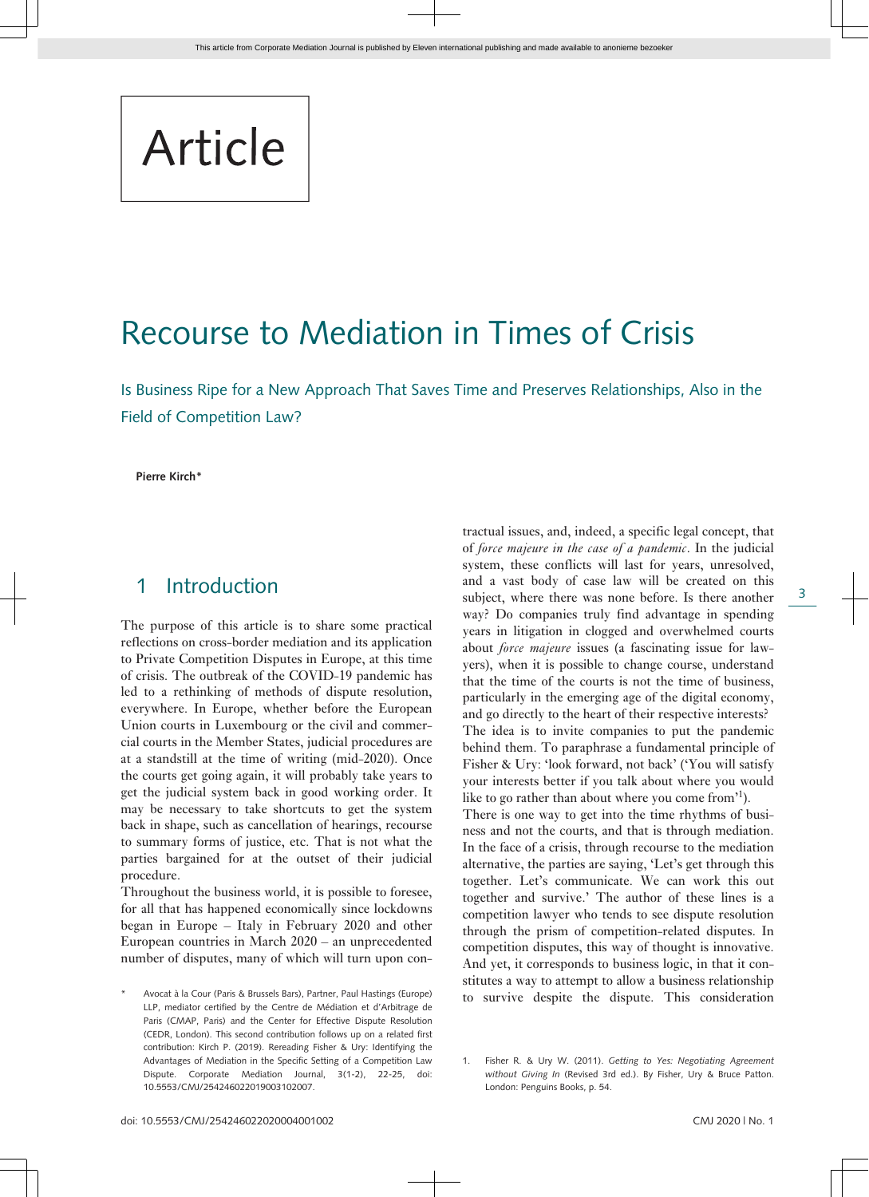Article

# Recourse to Mediation in Times of Crisis

Is Business Ripe for a New Approach That Saves Time and Preserves Relationships, Also in the Field of Competition Law?

**Pierre Kirch***

## 1 Introduction

The purpose of this article is to share some practical reflections on cross-border mediation and its application to Private Competition Disputes in Europe, at this time of crisis. The outbreak of the COVID-19 pandemic has led to a rethinking of methods of dispute resolution, everywhere. In Europe, whether before the European Union courts in Luxembourg or the civil and commercial courts in the Member States, judicial procedures are at a standstill at the time of writing (mid-2020). Once the courts get going again, it will probably take years to get the judicial system back in good working order. It may be necessary to take shortcuts to get the system back in shape, such as cancellation of hearings, recourse to summary forms of justice, etc. That is not what the parties bargained for at the outset of their judicial procedure.

Throughout the business world, it is possible to foresee, for all that has happened economically since lockdowns began in Europe – Italy in February 2020 and other European countries in March 2020 – an unprecedented number of disputes, many of which will turn upon contractual issues, and, indeed, a specific legal concept, that of *force majeure in the case of a pandemic*. In the judicial system, these conflicts will last for years, unresolved, and a vast body of case law will be created on this subject, where there was none before. Is there another way? Do companies truly find advantage in spending years in litigation in clogged and overwhelmed courts about *force majeure* issues (a fascinating issue for lawyers), when it is possible to change course, understand that the time of the courts is not the time of business, particularly in the emerging age of the digital economy, and go directly to the heart of their respective interests?

The idea is to invite companies to put the pandemic behind them. To paraphrase a fundamental principle of Fisher & Ury: 'look forward, not back' ('You will satisfy your interests better if you talk about where you would like to go rather than about where you come from'[1]).

There is one way to get into the time rhythms of business and not the courts, and that is through mediation. In the face of a crisis, through recourse to the mediation alternative, the parties are saying, 'Let's get through this together. Let's communicate. We can work this out together and survive.' The author of these lines is a competition lawyer who tends to see dispute resolution through the prism of competition-related disputes. In competition disputes, this way of thought is innovative. And yet, it corresponds to business logic, in that it constitutes a way to attempt to allow a business relationship to survive despite the dispute. This consideration

---

\* Avocat à la Cour (Paris & Brussels Bars), Partner, Paul Hastings (Europe) LLP, mediator certified by the Centre de Médiation et d'Arbitrage de Paris (CMAP, Paris) and the Center for Effective Dispute Resolution (CEDR, London). This second contribution follows up on a related first contribution: Kirch P. (2019). Rereading Fisher & Ury: Identifying the Advantages of Mediation in the Specific Setting of a Competition Law Dispute. Corporate Mediation Journal, 3(1-2), 22-25, doi: 10.5553/CMJ/254246022019003102007.

1. Fisher R. & Ury W. (2011). *Getting to Yes: Negotiating Agreement without Giving In* (Revised 3rd ed.). By Fisher, Ury & Bruce Patton. London: Penguins Books, p. 54.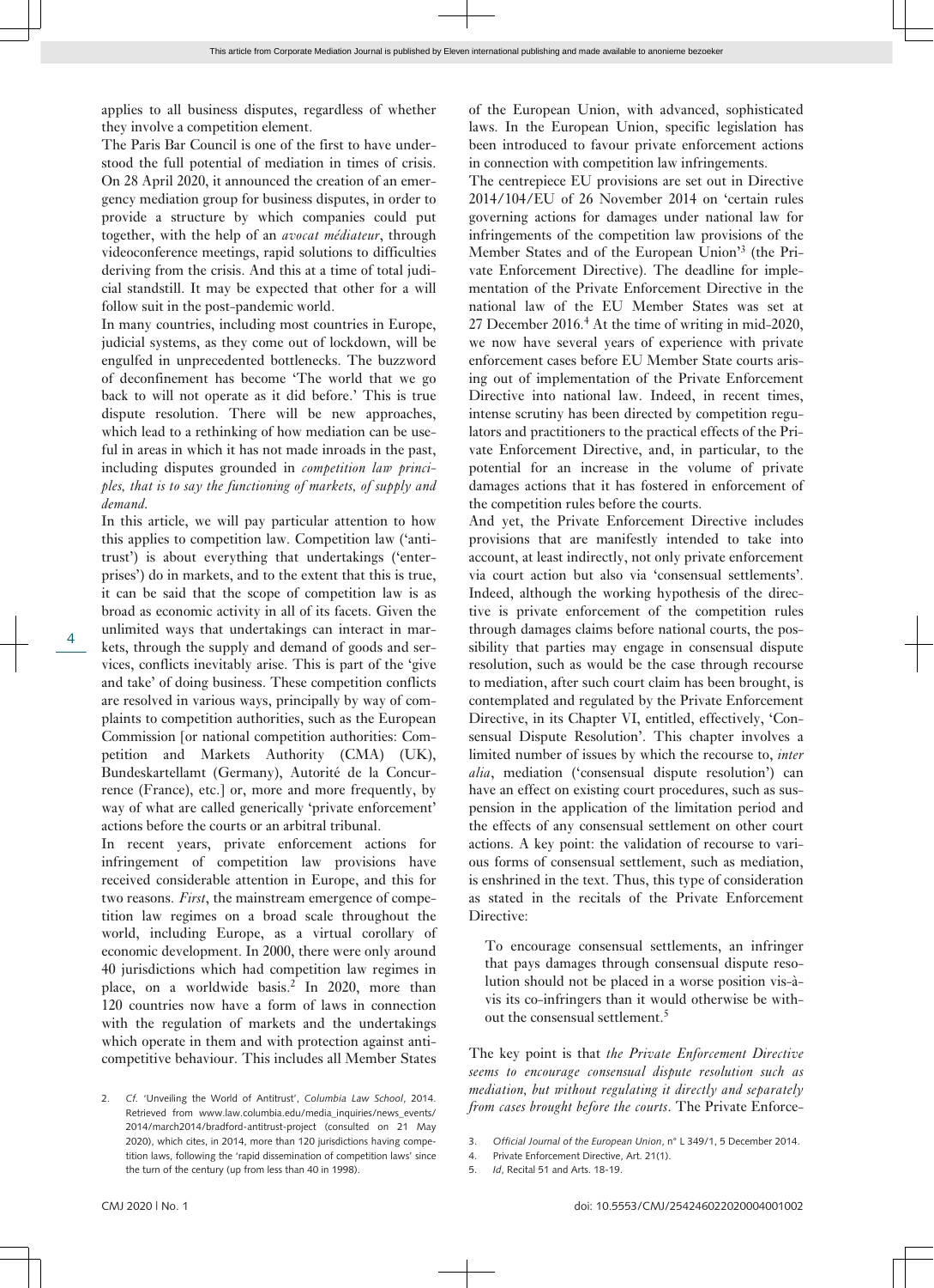applies to all business disputes, regardless of whether they involve a competition element.

The Paris Bar Council is one of the first to have understood the full potential of mediation in times of crisis. On 28 April 2020, it announced the creation of an emergency mediation group for business disputes, in order to provide a structure by which companies could put together, with the help of an *avocat médiateur*, through videoconference meetings, rapid solutions to difficulties deriving from the crisis. And this at a time of total judicial standstill. It may be expected that other for a will follow suit in the post-pandemic world.

In many countries, including most countries in Europe, judicial systems, as they come out of lockdown, will be engulfed in unprecedented bottlenecks. The buzzword of deconfinement has become 'The world that we go back to will not operate as it did before.' This is true dispute resolution. There will be new approaches, which lead to a rethinking of how mediation can be useful in areas in which it has not made inroads in the past, including disputes grounded in *competition law principles, that is to say the functioning of markets, of supply and demand*.

In this article, we will pay particular attention to how this applies to competition law. Competition law ('antitrust') is about everything that undertakings ('enterprises') do in markets, and to the extent that this is true, it can be said that the scope of competition law is as broad as economic activity in all of its facets. Given the unlimited ways that undertakings can interact in markets, through the supply and demand of goods and services, conflicts inevitably arise. This is part of the 'give and take' of doing business. These competition conflicts are resolved in various ways, principally by way of complaints to competition authorities, such as the European Commission [or national competition authorities: Competition and Markets Authority (CMA) (UK), Bundeskartellamt (Germany), Autorité de la Concurrence (France), etc.] or, more and more frequently, by way of what are called generically 'private enforcement' actions before the courts or an arbitral tribunal.

In recent years, private enforcement actions for infringement of competition law provisions have received considerable attention in Europe, and this for two reasons. *First*, the mainstream emergence of competition law regimes on a broad scale throughout the world, including Europe, as a virtual corollary of economic development. In 2000, there were only around 40 jurisdictions which had competition law regimes in place, on a worldwide basis.[2] In 2020, more than 120 countries now have a form of laws in connection with the regulation of markets and the undertakings which operate in them and with protection against anticompetitive behaviour. This includes all Member States of the European Union, with advanced, sophisticated laws. In the European Union, specific legislation has been introduced to favour private enforcement actions in connection with competition law infringements.

The centrepiece EU provisions are set out in Directive 2014/104/EU of 26 November 2014 on 'certain rules governing actions for damages under national law for infringements of the competition law provisions of the Member States and of the European Union'[3] (the Private Enforcement Directive). The deadline for implementation of the Private Enforcement Directive in the national law of the EU Member States was set at 27 December 2016.[4] At the time of writing in mid-2020, we now have several years of experience with private enforcement cases before EU Member State courts arising out of implementation of the Private Enforcement Directive into national law. Indeed, in recent times, intense scrutiny has been directed by competition regulators and practitioners to the practical effects of the Private Enforcement Directive, and, in particular, to the potential for an increase in the volume of private damages actions that it has fostered in enforcement of the competition rules before the courts.

And yet, the Private Enforcement Directive includes provisions that are manifestly intended to take into account, at least indirectly, not only private enforcement via court action but also via 'consensual settlements'. Indeed, although the working hypothesis of the directive is private enforcement of the competition rules through damages claims before national courts, the possibility that parties may engage in consensual dispute resolution, such as would be the case through recourse to mediation, after such court claim has been brought, is contemplated and regulated by the Private Enforcement Directive, in its Chapter VI, entitled, effectively, 'Consensual Dispute Resolution'. This chapter involves a limited number of issues by which the recourse to, *inter alia*, mediation ('consensual dispute resolution') can have an effect on existing court procedures, such as suspension in the application of the limitation period and the effects of any consensual settlement on other court actions. A key point: the validation of recourse to various forms of consensual settlement, such as mediation, is enshrined in the text. Thus, this type of consideration as stated in the recitals of the Private Enforcement Directive:

> To encourage consensual settlements, an infringer that pays damages through consensual dispute resolution should not be placed in a worse position vis-à-vis its co-infringers than it would otherwise be without the consensual settlement.[5]

The key point is that *the Private Enforcement Directive seems to encourage consensual dispute resolution such as mediation, but without regulating it directly and separately from cases brought before the courts*. The Private Enforce-

---

2. *Cf.* 'Unveiling the World of Antitrust', *Columbia Law School*, 2014. Retrieved from www.law.columbia.edu/media_inquiries/news_events/2014/march2014/bradford-antitrust-project (consulted on 21 May 2020), which cites, in 2014, more than 120 jurisdictions having competition laws, following the 'rapid dissemination of competition laws' since the turn of the century (up from less than 40 in 1998).
3. *Official Journal of the European Union*, n° L 349/1, 5 December 2014.
4. Private Enforcement Directive, Art. 21(1).
5. *Id*, Recital 51 and Arts. 18-19.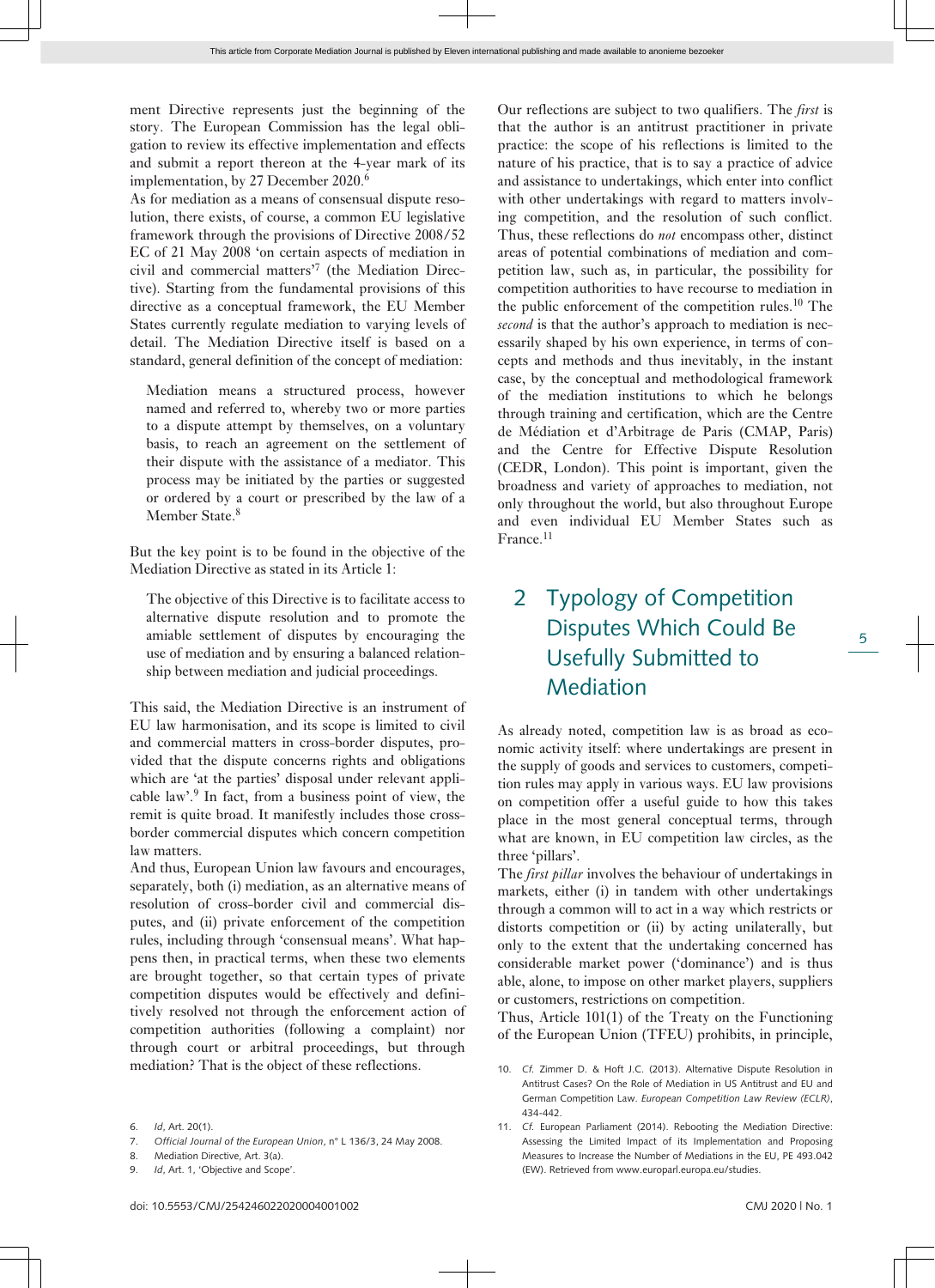ment Directive represents just the beginning of the story. The European Commission has the legal obligation to review its effective implementation and effects and submit a report thereon at the 4-year mark of its implementation, by 27 December 2020.[6]

As for mediation as a means of consensual dispute resolution, there exists, of course, a common EU legislative framework through the provisions of Directive 2008/52 EC of 21 May 2008 'on certain aspects of mediation in civil and commercial matters'[7] (the Mediation Directive). Starting from the fundamental provisions of this directive as a conceptual framework, the EU Member States currently regulate mediation to varying levels of detail. The Mediation Directive itself is based on a standard, general definition of the concept of mediation:

> Mediation means a structured process, however named and referred to, whereby two or more parties to a dispute attempt by themselves, on a voluntary basis, to reach an agreement on the settlement of their dispute with the assistance of a mediator. This process may be initiated by the parties or suggested or ordered by a court or prescribed by the law of a Member State.[8]

But the key point is to be found in the objective of the Mediation Directive as stated in its Article 1:

> The objective of this Directive is to facilitate access to alternative dispute resolution and to promote the amiable settlement of disputes by encouraging the use of mediation and by ensuring a balanced relationship between mediation and judicial proceedings.

This said, the Mediation Directive is an instrument of EU law harmonisation, and its scope is limited to civil and commercial matters in cross-border disputes, provided that the dispute concerns rights and obligations which are 'at the parties' disposal under relevant applicable law'.[9] In fact, from a business point of view, the remit is quite broad. It manifestly includes those cross-border commercial disputes which concern competition law matters.

And thus, European Union law favours and encourages, separately, both (i) mediation, as an alternative means of resolution of cross-border civil and commercial disputes, and (ii) private enforcement of the competition rules, including through 'consensual means'. What happens then, in practical terms, when these two elements are brought together, so that certain types of private competition disputes would be effectively and definitively resolved not through the enforcement action of competition authorities (following a complaint) nor through court or arbitral proceedings, but through mediation? That is the object of these reflections.

Our reflections are subject to two qualifiers. The *first* is that the author is an antitrust practitioner in private practice: the scope of his reflections is limited to the nature of his practice, that is to say a practice of advice and assistance to undertakings, which enter into conflict with other undertakings with regard to matters involving competition, and the resolution of such conflict. Thus, these reflections do *not* encompass other, distinct areas of potential combinations of mediation and competition law, such as, in particular, the possibility for competition authorities to have recourse to mediation in the public enforcement of the competition rules.[10] The *second* is that the author's approach to mediation is necessarily shaped by his own experience, in terms of concepts and methods and thus inevitably, in the instant case, by the conceptual and methodological framework of the mediation institutions to which he belongs through training and certification, which are the Centre de Médiation et d'Arbitrage de Paris (CMAP, Paris) and the Centre for Effective Dispute Resolution (CEDR, London). This point is important, given the broadness and variety of approaches to mediation, not only throughout the world, but also throughout Europe and even individual EU Member States such as France.[11]

## 2 Typology of Competition Disputes Which Could Be Usefully Submitted to Mediation

As already noted, competition law is as broad as economic activity itself: where undertakings are present in the supply of goods and services to customers, competition rules may apply in various ways. EU law provisions on competition offer a useful guide to how this takes place in the most general conceptual terms, through what are known, in EU competition law circles, as the three 'pillars'.

The *first pillar* involves the behaviour of undertakings in markets, either (i) in tandem with other undertakings through a common will to act in a way which restricts or distorts competition or (ii) by acting unilaterally, but only to the extent that the undertaking concerned has considerable market power ('dominance') and is thus able, alone, to impose on other market players, suppliers or customers, restrictions on competition.

Thus, Article 101(1) of the Treaty on the Functioning of the European Union (TFEU) prohibits, in principle,

---

6. *Id*, Art. 20(1).
7. *Official Journal of the European Union*, n° L 136/3, 24 May 2008.
8. Mediation Directive, Art. 3(a).
9. *Id*, Art. 1, 'Objective and Scope'.
10. *Cf.* Zimmer D. & Hoft J.C. (2013). Alternative Dispute Resolution in Antitrust Cases? On the Role of Mediation in US Antitrust and EU and German Competition Law. *European Competition Law Review (ECLR)*, 434-442.
11. *Cf.* European Parliament (2014). Rebooting the Mediation Directive: Assessing the Limited Impact of its Implementation and Proposing Measures to Increase the Number of Mediations in the EU, PE 493.042 (EW). Retrieved from www.europarl.europa.eu/studies.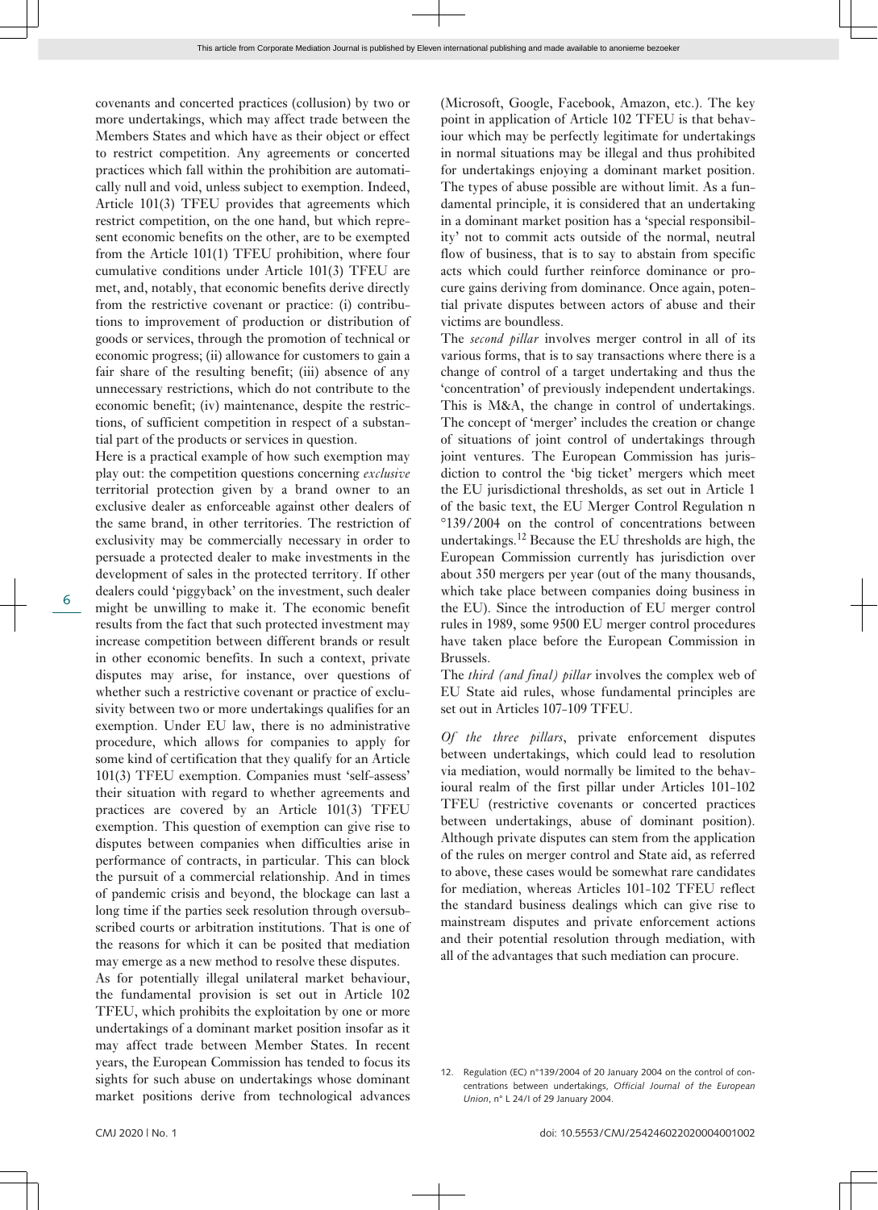covenants and concerted practices (collusion) by two or more undertakings, which may affect trade between the Members States and which have as their object or effect to restrict competition. Any agreements or concerted practices which fall within the prohibition are automatically null and void, unless subject to exemption. Indeed, Article 101(3) TFEU provides that agreements which restrict competition, on the one hand, but which represent economic benefits on the other, are to be exempted from the Article 101(1) TFEU prohibition, where four cumulative conditions under Article 101(3) TFEU are met, and, notably, that economic benefits derive directly from the restrictive covenant or practice: (i) contributions to improvement of production or distribution of goods or services, through the promotion of technical or economic progress; (ii) allowance for customers to gain a fair share of the resulting benefit; (iii) absence of any unnecessary restrictions, which do not contribute to the economic benefit; (iv) maintenance, despite the restrictions, of sufficient competition in respect of a substantial part of the products or services in question.

Here is a practical example of how such exemption may play out: the competition questions concerning *exclusive* territorial protection given by a brand owner to an exclusive dealer as enforceable against other dealers of the same brand, in other territories. The restriction of exclusivity may be commercially necessary in order to persuade a protected dealer to make investments in the development of sales in the protected territory. If other dealers could 'piggyback' on the investment, such dealer might be unwilling to make it. The economic benefit results from the fact that such protected investment may increase competition between different brands or result in other economic benefits. In such a context, private disputes may arise, for instance, over questions of whether such a restrictive covenant or practice of exclusivity between two or more undertakings qualifies for an exemption. Under EU law, there is no administrative procedure, which allows for companies to apply for some kind of certification that they qualify for an Article 101(3) TFEU exemption. Companies must 'self-assess' their situation with regard to whether agreements and practices are covered by an Article 101(3) TFEU exemption. This question of exemption can give rise to disputes between companies when difficulties arise in performance of contracts, in particular. This can block the pursuit of a commercial relationship. And in times of pandemic crisis and beyond, the blockage can last a long time if the parties seek resolution through oversubscribed courts or arbitration institutions. That is one of the reasons for which it can be posited that mediation may emerge as a new method to resolve these disputes.

As for potentially illegal unilateral market behaviour, the fundamental provision is set out in Article 102 TFEU, which prohibits the exploitation by one or more undertakings of a dominant market position insofar as it may affect trade between Member States. In recent years, the European Commission has tended to focus its sights for such abuse on undertakings whose dominant market positions derive from technological advances (Microsoft, Google, Facebook, Amazon, etc.). The key point in application of Article 102 TFEU is that behaviour which may be perfectly legitimate for undertakings in normal situations may be illegal and thus prohibited for undertakings enjoying a dominant market position. The types of abuse possible are without limit. As a fundamental principle, it is considered that an undertaking in a dominant market position has a 'special responsibility' not to commit acts outside of the normal, neutral flow of business, that is to say to abstain from specific acts which could further reinforce dominance or procure gains deriving from dominance. Once again, potential private disputes between actors of abuse and their victims are boundless.

The *second pillar* involves merger control in all of its various forms, that is to say transactions where there is a change of control of a target undertaking and thus the 'concentration' of previously independent undertakings. This is M&A, the change in control of undertakings. The concept of 'merger' includes the creation or change of situations of joint control of undertakings through joint ventures. The European Commission has jurisdiction to control the 'big ticket' mergers which meet the EU jurisdictional thresholds, as set out in Article 1 of the basic text, the EU Merger Control Regulation n °139/2004 on the control of concentrations between undertakings.[12] Because the EU thresholds are high, the European Commission currently has jurisdiction over about 350 mergers per year (out of the many thousands, which take place between companies doing business in the EU). Since the introduction of EU merger control rules in 1989, some 9500 EU merger control procedures have taken place before the European Commission in Brussels.

The *third (and final) pillar* involves the complex web of EU State aid rules, whose fundamental principles are set out in Articles 107-109 TFEU.

*Of the three pillars*, private enforcement disputes between undertakings, which could lead to resolution via mediation, would normally be limited to the behavioural realm of the first pillar under Articles 101-102 TFEU (restrictive covenants or concerted practices between undertakings, abuse of dominant position). Although private disputes can stem from the application of the rules on merger control and State aid, as referred to above, these cases would be somewhat rare candidates for mediation, whereas Articles 101-102 TFEU reflect the standard business dealings which can give rise to mainstream disputes and private enforcement actions and their potential resolution through mediation, with all of the advantages that such mediation can procure.

12. Regulation (EC) n°139/2004 of 20 January 2004 on the control of concentrations between undertakings, *Official Journal of the European Union*, n° L 24/I of 29 January 2004.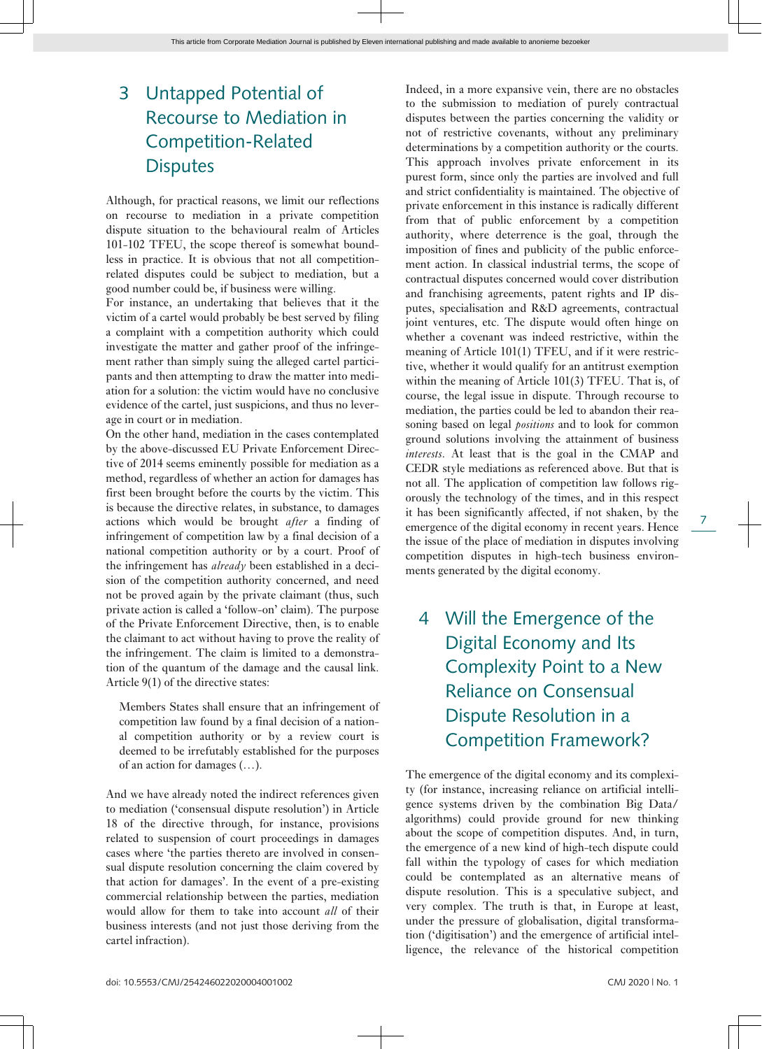## 3 Untapped Potential of Recourse to Mediation in Competition-Related Disputes

Although, for practical reasons, we limit our reflections on recourse to mediation in a private competition dispute situation to the behavioural realm of Articles 101-102 TFEU, the scope thereof is somewhat boundless in practice. It is obvious that not all competition-related disputes could be subject to mediation, but a good number could be, if business were willing.

For instance, an undertaking that believes that it the victim of a cartel would probably be best served by filing a complaint with a competition authority which could investigate the matter and gather proof of the infringement rather than simply suing the alleged cartel participants and then attempting to draw the matter into mediation for a solution: the victim would have no conclusive evidence of the cartel, just suspicions, and thus no leverage in court or in mediation.

On the other hand, mediation in the cases contemplated by the above-discussed EU Private Enforcement Directive of 2014 seems eminently possible for mediation as a method, regardless of whether an action for damages has first been brought before the courts by the victim. This is because the directive relates, in substance, to damages actions which would be brought *after* a finding of infringement of competition law by a final decision of a national competition authority or by a court. Proof of the infringement has *already* been established in a decision of the competition authority concerned, and need not be proved again by the private claimant (thus, such private action is called a 'follow-on' claim). The purpose of the Private Enforcement Directive, then, is to enable the claimant to act without having to prove the reality of the infringement. The claim is limited to a demonstration of the quantum of the damage and the causal link. Article 9(1) of the directive states:

> Members States shall ensure that an infringement of competition law found by a final decision of a national competition authority or by a review court is deemed to be irrefutably established for the purposes of an action for damages (…).

And we have already noted the indirect references given to mediation ('consensual dispute resolution') in Article 18 of the directive through, for instance, provisions related to suspension of court proceedings in damages cases where 'the parties thereto are involved in consensual dispute resolution concerning the claim covered by that action for damages'. In the event of a pre-existing commercial relationship between the parties, mediation would allow for them to take into account *all* of their business interests (and not just those deriving from the cartel infraction).

Indeed, in a more expansive vein, there are no obstacles to the submission to mediation of purely contractual disputes between the parties concerning the validity or not of restrictive covenants, without any preliminary determinations by a competition authority or the courts. This approach involves private enforcement in its purest form, since only the parties are involved and full and strict confidentiality is maintained. The objective of private enforcement in this instance is radically different from that of public enforcement by a competition authority, where deterrence is the goal, through the imposition of fines and publicity of the public enforcement action. In classical industrial terms, the scope of contractual disputes concerned would cover distribution and franchising agreements, patent rights and IP disputes, specialisation and R&D agreements, contractual joint ventures, etc. The dispute would often hinge on whether a covenant was indeed restrictive, within the meaning of Article 101(1) TFEU, and if it were restrictive, whether it would qualify for an antitrust exemption within the meaning of Article 101(3) TFEU. That is, of course, the legal issue in dispute. Through recourse to mediation, the parties could be led to abandon their reasoning based on legal *positions* and to look for common ground solutions involving the attainment of business *interests*. At least that is the goal in the CMAP and CEDR style mediations as referenced above. But that is not all. The application of competition law follows rigorously the technology of the times, and in this respect it has been significantly affected, if not shaken, by the emergence of the digital economy in recent years. Hence the issue of the place of mediation in disputes involving competition disputes in high-tech business environments generated by the digital economy.

## 4 Will the Emergence of the Digital Economy and Its Complexity Point to a New Reliance on Consensual Dispute Resolution in a Competition Framework?

The emergence of the digital economy and its complexity (for instance, increasing reliance on artificial intelligence systems driven by the combination Big Data/algorithms) could provide ground for new thinking about the scope of competition disputes. And, in turn, the emergence of a new kind of high-tech dispute could fall within the typology of cases for which mediation could be contemplated as an alternative means of dispute resolution. This is a speculative subject, and very complex. The truth is that, in Europe at least, under the pressure of globalisation, digital transformation ('digitisation') and the emergence of artificial intelligence, the relevance of the historical competition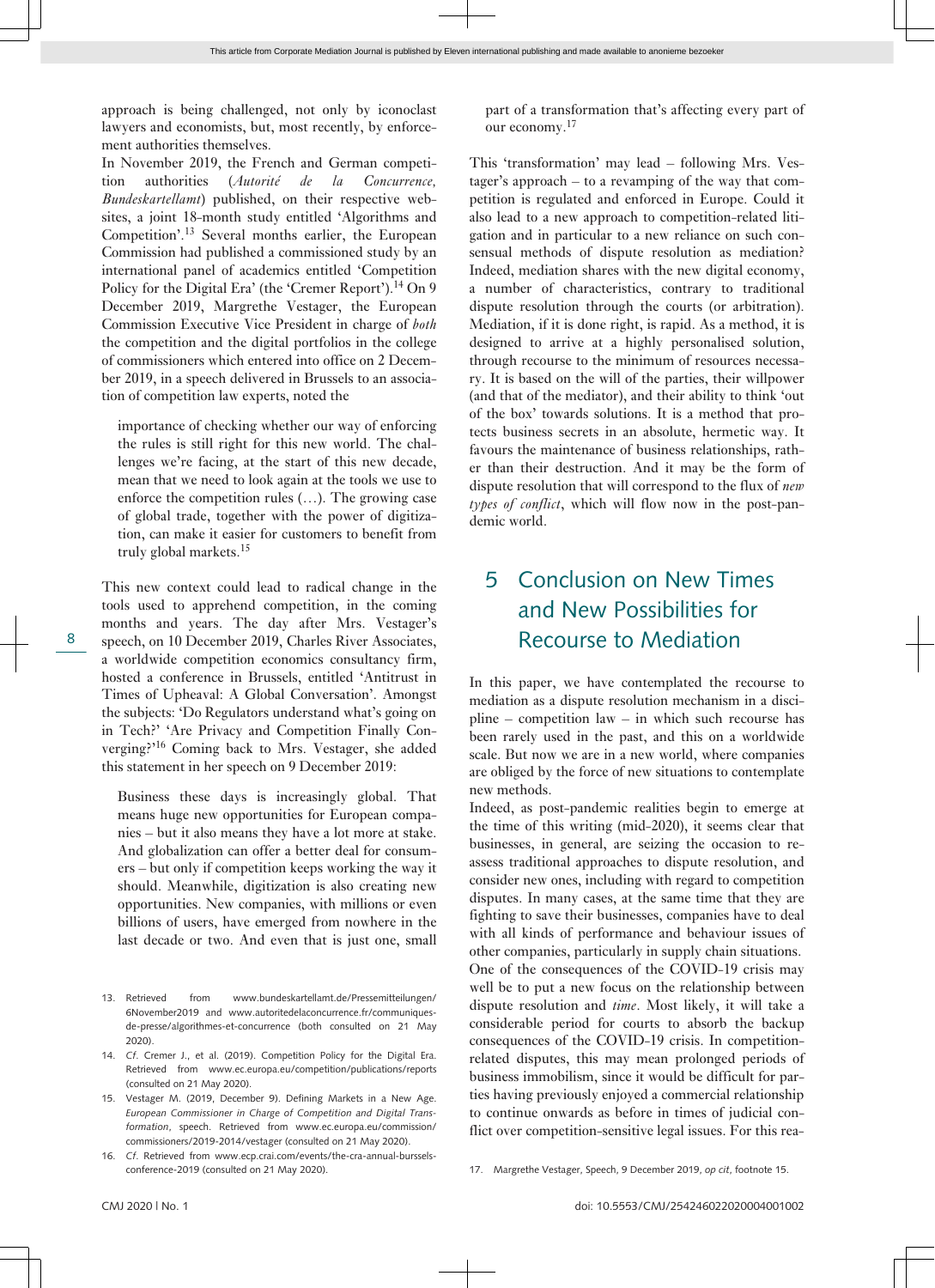approach is being challenged, not only by iconoclast lawyers and economists, but, most recently, by enforcement authorities themselves.

In November 2019, the French and German competition authorities (*Autorité de la Concurrence, Bundeskartellamt*) published, on their respective websites, a joint 18-month study entitled 'Algorithms and Competition'.[13] Several months earlier, the European Commission had published a commissioned study by an international panel of academics entitled 'Competition Policy for the Digital Era' (the 'Cremer Report').[14] On 9 December 2019, Margrethe Vestager, the European Commission Executive Vice President in charge of *both* the competition and the digital portfolios in the college of commissioners which entered into office on 2 December 2019, in a speech delivered in Brussels to an association of competition law experts, noted the

> importance of checking whether our way of enforcing the rules is still right for this new world. The challenges we're facing, at the start of this new decade, mean that we need to look again at the tools we use to enforce the competition rules (…). The growing case of global trade, together with the power of digitization, can make it easier for customers to benefit from truly global markets.[15]

This new context could lead to radical change in the tools used to apprehend competition, in the coming months and years. The day after Mrs. Vestager's speech, on 10 December 2019, Charles River Associates, a worldwide competition economics consultancy firm, hosted a conference in Brussels, entitled 'Antitrust in Times of Upheaval: A Global Conversation'. Amongst the subjects: 'Do Regulators understand what's going on in Tech?' 'Are Privacy and Competition Finally Converging?'[16] Coming back to Mrs. Vestager, she added this statement in her speech on 9 December 2019:

> Business these days is increasingly global. That means huge new opportunities for European companies – but it also means they have a lot more at stake. And globalization can offer a better deal for consumers – but only if competition keeps working the way it should. Meanwhile, digitization is also creating new opportunities. New companies, with millions or even billions of users, have emerged from nowhere in the last decade or two. And even that is just one, small part of a transformation that's affecting every part of our economy.[17]

This 'transformation' may lead – following Mrs. Vestager's approach – to a revamping of the way that competition is regulated and enforced in Europe. Could it also lead to a new approach to competition-related litigation and in particular to a new reliance on such consensual methods of dispute resolution as mediation? Indeed, mediation shares with the new digital economy, a number of characteristics, contrary to traditional dispute resolution through the courts (or arbitration). Mediation, if it is done right, is rapid. As a method, it is designed to arrive at a highly personalised solution, through recourse to the minimum of resources necessary. It is based on the will of the parties, their willpower (and that of the mediator), and their ability to think 'out of the box' towards solutions. It is a method that protects business secrets in an absolute, hermetic way. It favours the maintenance of business relationships, rather than their destruction. And it may be the form of dispute resolution that will correspond to the flux of *new types of conflict*, which will flow now in the post-pandemic world.

## 5 Conclusion on New Times and New Possibilities for Recourse to Mediation

In this paper, we have contemplated the recourse to mediation as a dispute resolution mechanism in a discipline – competition law – in which such recourse has been rarely used in the past, and this on a worldwide scale. But now we are in a new world, where companies are obliged by the force of new situations to contemplate new methods.

Indeed, as post-pandemic realities begin to emerge at the time of this writing (mid-2020), it seems clear that businesses, in general, are seizing the occasion to reassess traditional approaches to dispute resolution, and consider new ones, including with regard to competition disputes. In many cases, at the same time that they are fighting to save their businesses, companies have to deal with all kinds of performance and behaviour issues of other companies, particularly in supply chain situations. One of the consequences of the COVID-19 crisis may well be to put a new focus on the relationship between dispute resolution and *time*. Most likely, it will take a considerable period for courts to absorb the backup consequences of the COVID-19 crisis. In competition-related disputes, this may mean prolonged periods of business immobilism, since it would be difficult for parties having previously enjoyed a commercial relationship to continue onwards as before in times of judicial conflict over competition-sensitive legal issues. For this rea-

---

13. Retrieved from www.bundeskartellamt.de/Pressemitteilungen/6November2019 and www.autoritedelaconcurrence.fr/communiques-de-presse/algorithmes-et-concurrence (both consulted on 21 May 2020).
14. *Cf*. Cremer J., et al. (2019). Competition Policy for the Digital Era. Retrieved from www.ec.europa.eu/competition/publications/reports (consulted on 21 May 2020).
15. Vestager M. (2019, December 9). Defining Markets in a New Age. *European Commissioner in Charge of Competition and Digital Transformation*, speech. Retrieved from www.ec.europa.eu/commission/commissioners/2019-2014/vestager (consulted on 21 May 2020).
16. *Cf*. Retrieved from www.ecp.crai.com/events/the-cra-annual-burssels-conference-2019 (consulted on 21 May 2020).
17. Margrethe Vestager, Speech, 9 December 2019, *op cit*, footnote 15.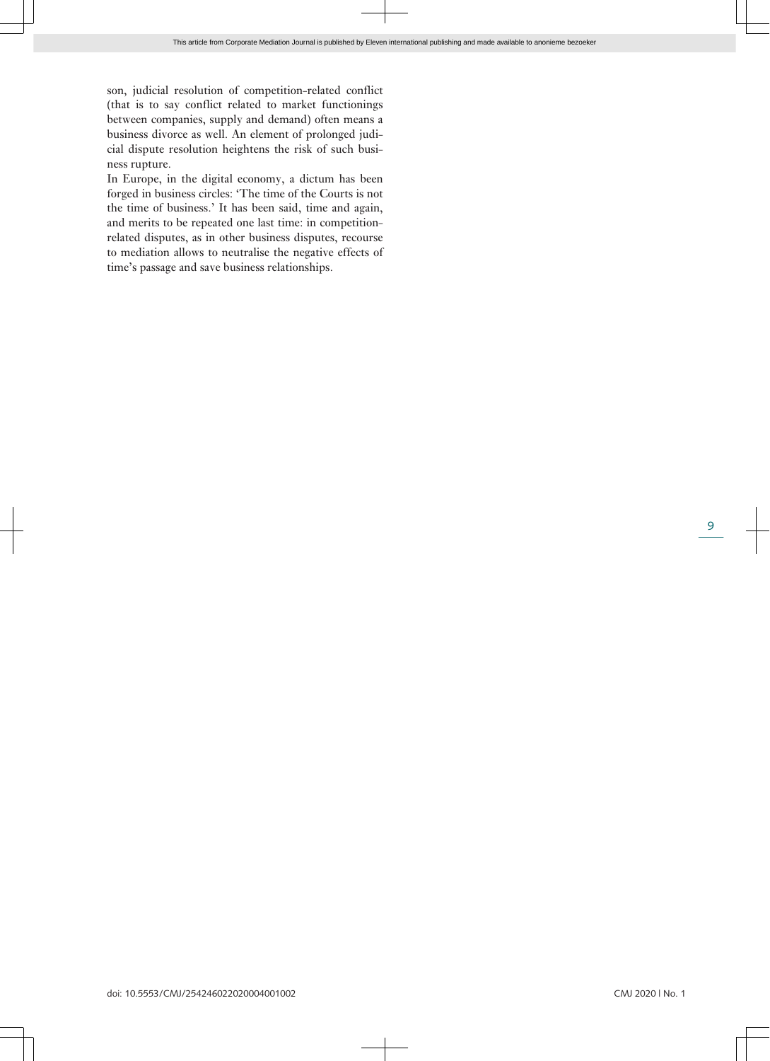son, judicial resolution of competition-related conflict (that is to say conflict related to market functionings between companies, supply and demand) often means a business divorce as well. An element of prolonged judicial dispute resolution heightens the risk of such business rupture.

In Europe, in the digital economy, a dictum has been forged in business circles: 'The time of the Courts is not the time of business.' It has been said, time and again, and merits to be repeated one last time: in competition-related disputes, as in other business disputes, recourse to mediation allows to neutralise the negative effects of time's passage and save business relationships.